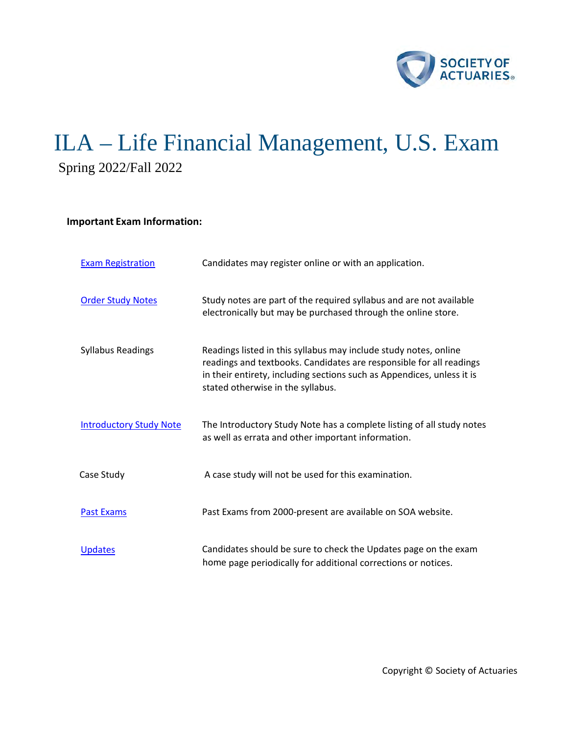# ILA – Life Financial Management, U.S. Exam

Spring 2022/Fall 2022

**Important Exam Information:**

| | |
|---|---|
| Exam Registration | Candidates may register online or with an application. |
| Order Study Notes | Study notes are part of the required syllabus and are not available electronically but may be purchased through the online store. |
| Syllabus Readings | Readings listed in this syllabus may include study notes, online readings and textbooks. Candidates are responsible for all readings in their entirety, including sections such as Appendices, unless it is stated otherwise in the syllabus. |
| Introductory Study Note | The Introductory Study Note has a complete listing of all study notes as well as errata and other important information. |
| Case Study | A case study will not be used for this examination. |
| Past Exams | Past Exams from 2000-present are available on SOA website. |
| Updates | Candidates should be sure to check the Updates page on the exam home page periodically for additional corrections or notices. |

Copyright © Society of Actuaries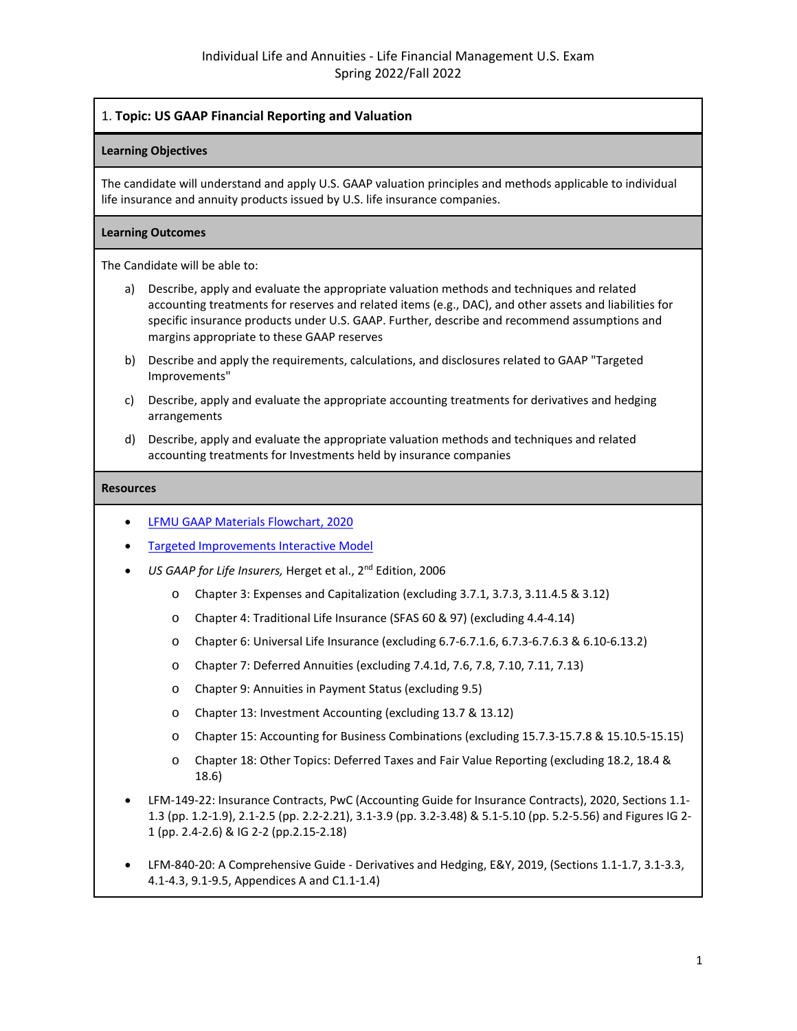Individual Life and Annuities - Life Financial Management U.S. Exam
Spring 2022/Fall 2022

## 1. **Topic: US GAAP Financial Reporting and Valuation**

### Learning Objectives

The candidate will understand and apply U.S. GAAP valuation principles and methods applicable to individual life insurance and annuity products issued by U.S. life insurance companies.

### Learning Outcomes

The Candidate will be able to:

a) Describe, apply and evaluate the appropriate valuation methods and techniques and related accounting treatments for reserves and related items (e.g., DAC), and other assets and liabilities for specific insurance products under U.S. GAAP. Further, describe and recommend assumptions and margins appropriate to these GAAP reserves

b) Describe and apply the requirements, calculations, and disclosures related to GAAP "Targeted Improvements"

c) Describe, apply and evaluate the appropriate accounting treatments for derivatives and hedging arrangements

d) Describe, apply and evaluate the appropriate valuation methods and techniques and related accounting treatments for Investments held by insurance companies

### Resources

- LFMU GAAP Materials Flowchart, 2020
- Targeted Improvements Interactive Model
- *US GAAP for Life Insurers,* Herget et al., 2nd Edition, 2006
  - Chapter 3: Expenses and Capitalization (excluding 3.7.1, 3.7.3, 3.11.4.5 & 3.12)
  - Chapter 4: Traditional Life Insurance (SFAS 60 & 97) (excluding 4.4-4.14)
  - Chapter 6: Universal Life Insurance (excluding 6.7-6.7.1.6, 6.7.3-6.7.6.3 & 6.10-6.13.2)
  - Chapter 7: Deferred Annuities (excluding 7.4.1d, 7.6, 7.8, 7.10, 7.11, 7.13)
  - Chapter 9: Annuities in Payment Status (excluding 9.5)
  - Chapter 13: Investment Accounting (excluding 13.7 & 13.12)
  - Chapter 15: Accounting for Business Combinations (excluding 15.7.3-15.7.8 & 15.10.5-15.15)
  - Chapter 18: Other Topics: Deferred Taxes and Fair Value Reporting (excluding 18.2, 18.4 & 18.6)
- LFM-149-22: Insurance Contracts, PwC (Accounting Guide for Insurance Contracts), 2020, Sections 1.1-1.3 (pp. 1.2-1.9), 2.1-2.5 (pp. 2.2-2.21), 3.1-3.9 (pp. 3.2-3.48) & 5.1-5.10 (pp. 5.2-5.56) and Figures IG 2-1 (pp. 2.4-2.6) & IG 2-2 (pp.2.15-2.18)
- LFM-840-20: A Comprehensive Guide - Derivatives and Hedging, E&Y, 2019, (Sections 1.1-1.7, 3.1-3.3, 4.1-4.3, 9.1-9.5, Appendices A and C1.1-1.4)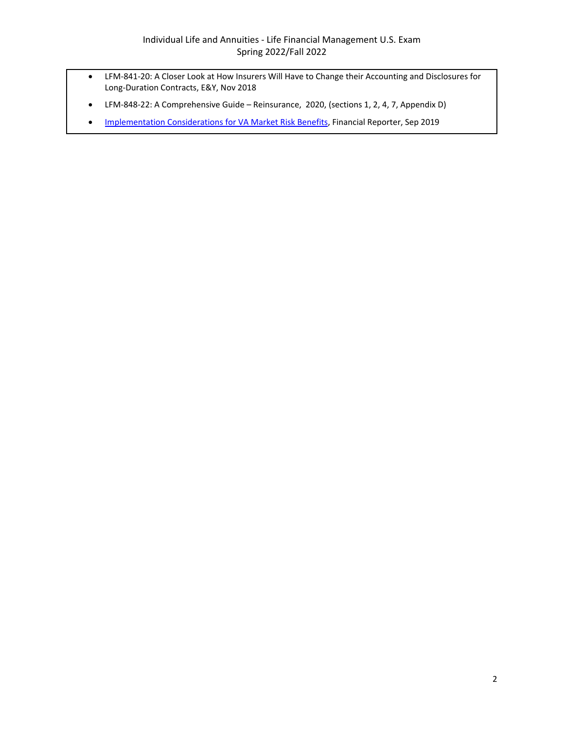- LFM-841-20: A Closer Look at How Insurers Will Have to Change their Accounting and Disclosures for Long-Duration Contracts, E&Y, Nov 2018
- LFM-848-22: A Comprehensive Guide – Reinsurance, 2020, (sections 1, 2, 4, 7, Appendix D)
- Implementation Considerations for VA Market Risk Benefits, Financial Reporter, Sep 2019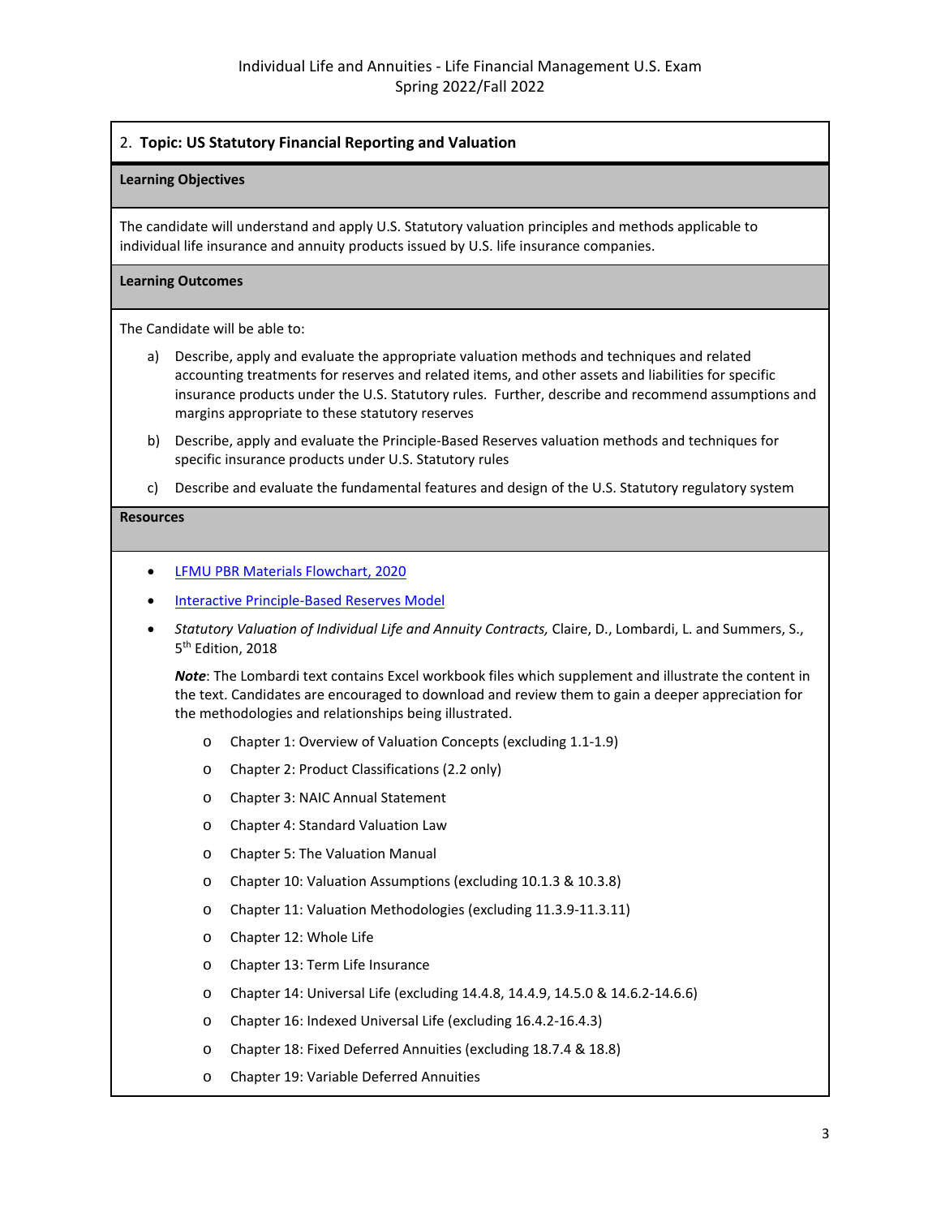## 2. Topic: US Statutory Financial Reporting and Valuation

### Learning Objectives

The candidate will understand and apply U.S. Statutory valuation principles and methods applicable to individual life insurance and annuity products issued by U.S. life insurance companies.

### Learning Outcomes

The Candidate will be able to:

a) Describe, apply and evaluate the appropriate valuation methods and techniques and related accounting treatments for reserves and related items, and other assets and liabilities for specific insurance products under the U.S. Statutory rules. Further, describe and recommend assumptions and margins appropriate to these statutory reserves

b) Describe, apply and evaluate the Principle-Based Reserves valuation methods and techniques for specific insurance products under U.S. Statutory rules

c) Describe and evaluate the fundamental features and design of the U.S. Statutory regulatory system

### Resources

- LFMU PBR Materials Flowchart, 2020
- Interactive Principle-Based Reserves Model
- *Statutory Valuation of Individual Life and Annuity Contracts,* Claire, D., Lombardi, L. and Summers, S., 5th Edition, 2018

  ***Note***: The Lombardi text contains Excel workbook files which supplement and illustrate the content in the text. Candidates are encouraged to download and review them to gain a deeper appreciation for the methodologies and relationships being illustrated.

  - Chapter 1: Overview of Valuation Concepts (excluding 1.1-1.9)
  - Chapter 2: Product Classifications (2.2 only)
  - Chapter 3: NAIC Annual Statement
  - Chapter 4: Standard Valuation Law
  - Chapter 5: The Valuation Manual
  - Chapter 10: Valuation Assumptions (excluding 10.1.3 & 10.3.8)
  - Chapter 11: Valuation Methodologies (excluding 11.3.9-11.3.11)
  - Chapter 12: Whole Life
  - Chapter 13: Term Life Insurance
  - Chapter 14: Universal Life (excluding 14.4.8, 14.4.9, 14.5.0 & 14.6.2-14.6.6)
  - Chapter 16: Indexed Universal Life (excluding 16.4.2-16.4.3)
  - Chapter 18: Fixed Deferred Annuities (excluding 18.7.4 & 18.8)
  - Chapter 19: Variable Deferred Annuities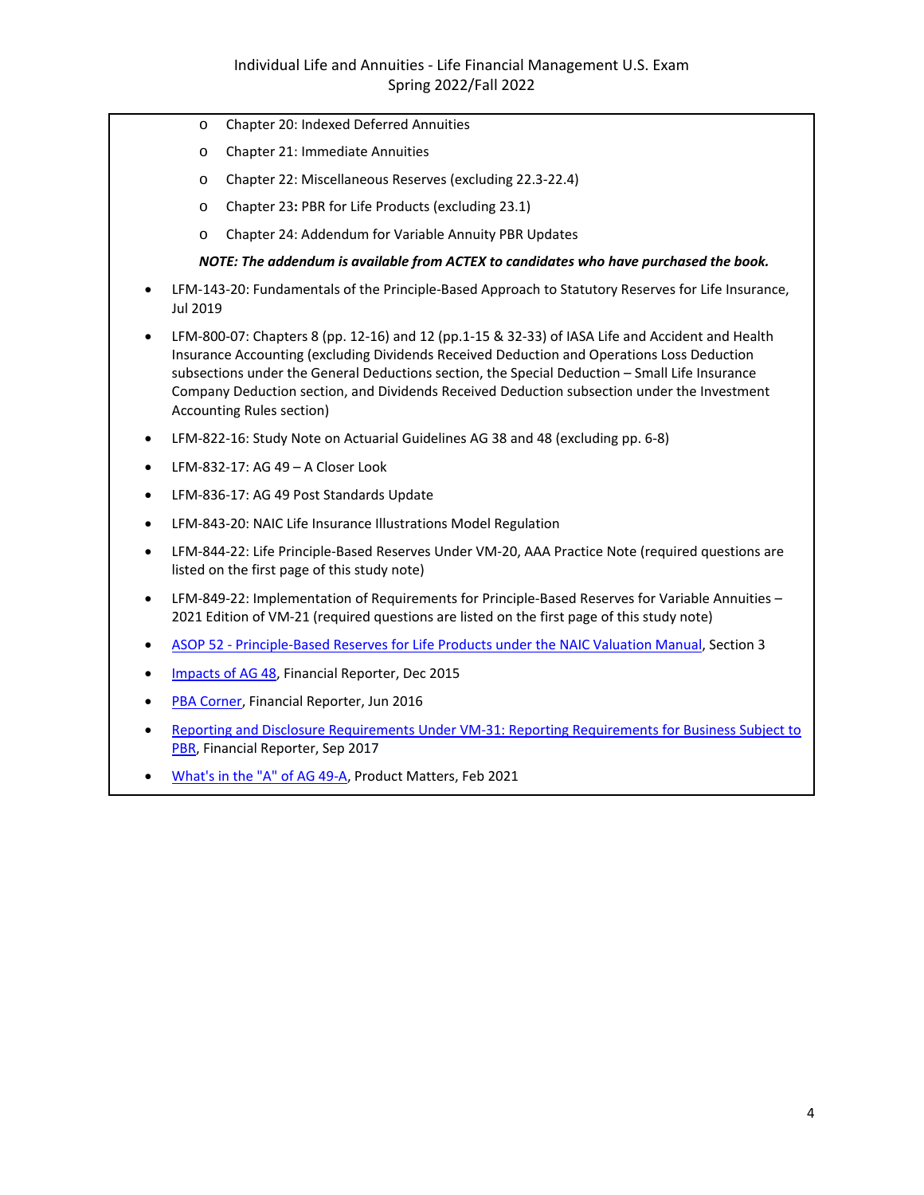- Chapter 20: Indexed Deferred Annuities
- Chapter 21: Immediate Annuities
- Chapter 22: Miscellaneous Reserves (excluding 22.3-22.4)
- Chapter 23: PBR for Life Products (excluding 23.1)
- Chapter 24: Addendum for Variable Annuity PBR Updates

***NOTE: The addendum is available from ACTEX to candidates who have purchased the book.***

- LFM-143-20: Fundamentals of the Principle-Based Approach to Statutory Reserves for Life Insurance, Jul 2019
- LFM-800-07: Chapters 8 (pp. 12-16) and 12 (pp.1-15 & 32-33) of IASA Life and Accident and Health Insurance Accounting (excluding Dividends Received Deduction and Operations Loss Deduction subsections under the General Deductions section, the Special Deduction – Small Life Insurance Company Deduction section, and Dividends Received Deduction subsection under the Investment Accounting Rules section)
- LFM-822-16: Study Note on Actuarial Guidelines AG 38 and 48 (excluding pp. 6-8)
- LFM-832-17: AG 49 – A Closer Look
- LFM-836-17: AG 49 Post Standards Update
- LFM-843-20: NAIC Life Insurance Illustrations Model Regulation
- LFM-844-22: Life Principle-Based Reserves Under VM-20, AAA Practice Note (required questions are listed on the first page of this study note)
- LFM-849-22: Implementation of Requirements for Principle-Based Reserves for Variable Annuities – 2021 Edition of VM-21 (required questions are listed on the first page of this study note)
- ASOP 52 - Principle-Based Reserves for Life Products under the NAIC Valuation Manual, Section 3
- Impacts of AG 48, Financial Reporter, Dec 2015
- PBA Corner, Financial Reporter, Jun 2016
- Reporting and Disclosure Requirements Under VM-31: Reporting Requirements for Business Subject to PBR, Financial Reporter, Sep 2017
- What's in the "A" of AG 49-A, Product Matters, Feb 2021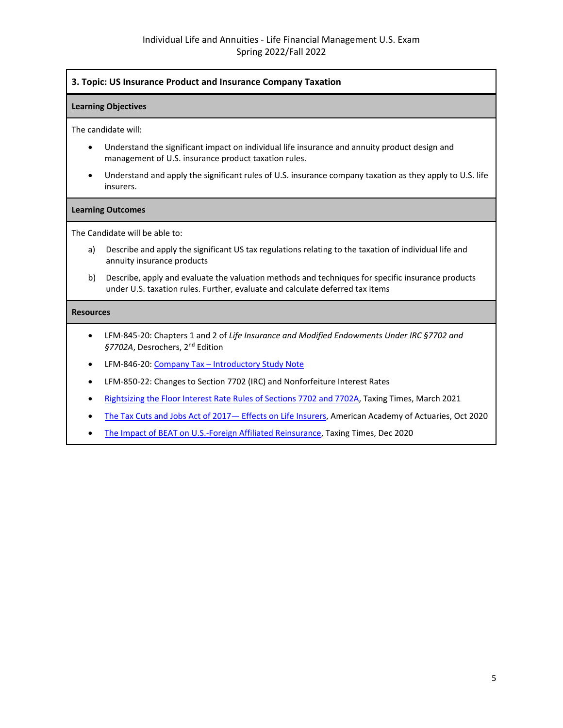## 3. Topic: US Insurance Product and Insurance Company Taxation

### Learning Objectives

The candidate will:

- Understand the significant impact on individual life insurance and annuity product design and management of U.S. insurance product taxation rules.
- Understand and apply the significant rules of U.S. insurance company taxation as they apply to U.S. life insurers.

### Learning Outcomes

The Candidate will be able to:

a) Describe and apply the significant US tax regulations relating to the taxation of individual life and annuity insurance products

b) Describe, apply and evaluate the valuation methods and techniques for specific insurance products under U.S. taxation rules. Further, evaluate and calculate deferred tax items

### Resources

- LFM-845-20: Chapters 1 and 2 of *Life Insurance and Modified Endowments Under IRC §7702 and §7702A*, Desrochers, 2nd Edition
- LFM-846-20: Company Tax – Introductory Study Note
- LFM-850-22: Changes to Section 7702 (IRC) and Nonforfeiture Interest Rates
- Rightsizing the Floor Interest Rate Rules of Sections 7702 and 7702A, Taxing Times, March 2021
- The Tax Cuts and Jobs Act of 2017— Effects on Life Insurers, American Academy of Actuaries, Oct 2020
- The Impact of BEAT on U.S.-Foreign Affiliated Reinsurance, Taxing Times, Dec 2020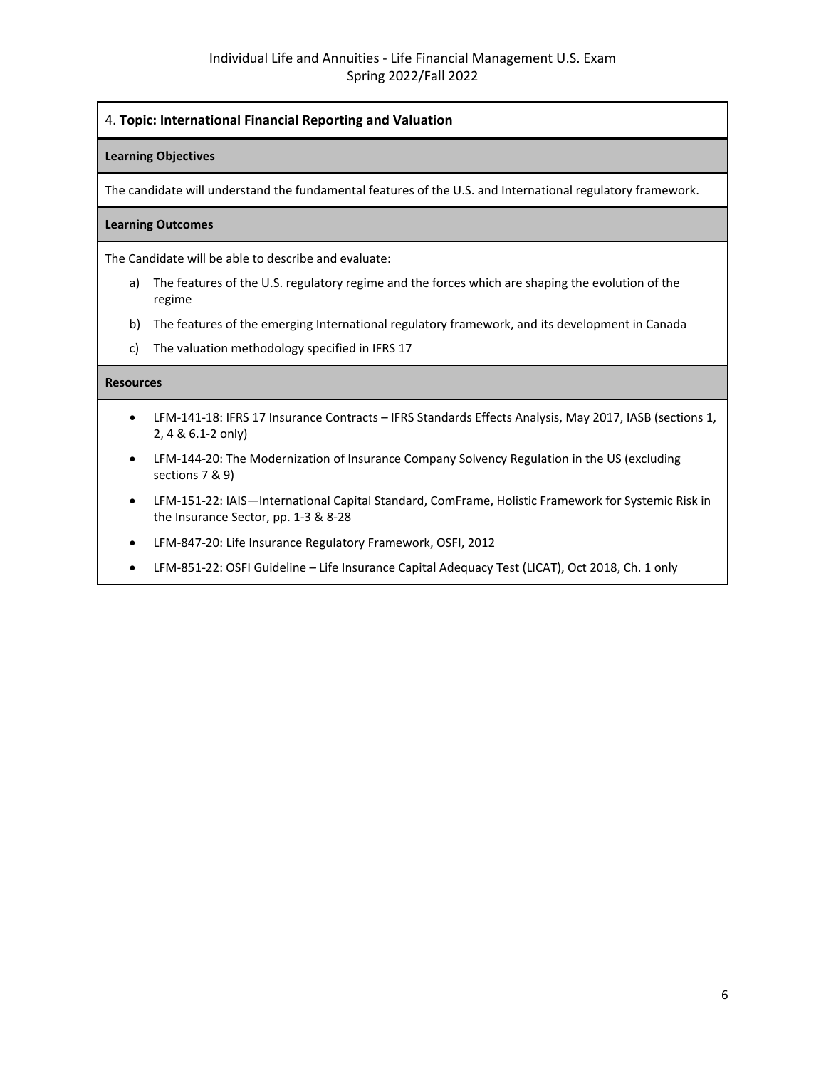## 4. **Topic: International Financial Reporting and Valuation**

**Learning Objectives**

The candidate will understand the fundamental features of the U.S. and International regulatory framework.

**Learning Outcomes**

The Candidate will be able to describe and evaluate:

a) The features of the U.S. regulatory regime and the forces which are shaping the evolution of the regime

b) The features of the emerging International regulatory framework, and its development in Canada

c) The valuation methodology specified in IFRS 17

**Resources**

- LFM-141-18: IFRS 17 Insurance Contracts – IFRS Standards Effects Analysis, May 2017, IASB (sections 1, 2, 4 & 6.1-2 only)
- LFM-144-20: The Modernization of Insurance Company Solvency Regulation in the US (excluding sections 7 & 9)
- LFM-151-22: IAIS—International Capital Standard, ComFrame, Holistic Framework for Systemic Risk in the Insurance Sector, pp. 1-3 & 8-28
- LFM-847-20: Life Insurance Regulatory Framework, OSFI, 2012
- LFM-851-22: OSFI Guideline – Life Insurance Capital Adequacy Test (LICAT), Oct 2018, Ch. 1 only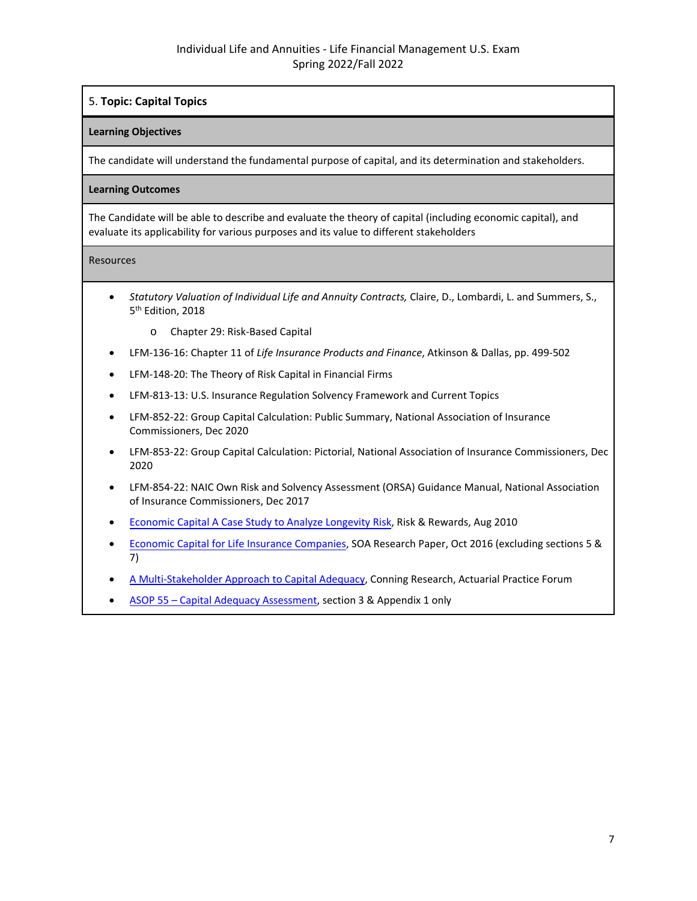## 5. **Topic: Capital Topics**

**Learning Objectives**

The candidate will understand the fundamental purpose of capital, and its determination and stakeholders.

**Learning Outcomes**

The Candidate will be able to describe and evaluate the theory of capital (including economic capital), and evaluate its applicability for various purposes and its value to different stakeholders

Resources

- *Statutory Valuation of Individual Life and Annuity Contracts,* Claire, D., Lombardi, L. and Summers, S., 5th Edition, 2018
    - Chapter 29: Risk-Based Capital
- LFM-136-16: Chapter 11 of *Life Insurance Products and Finance*, Atkinson & Dallas, pp. 499-502
- LFM-148-20: The Theory of Risk Capital in Financial Firms
- LFM-813-13: U.S. Insurance Regulation Solvency Framework and Current Topics
- LFM-852-22: Group Capital Calculation: Public Summary, National Association of Insurance Commissioners, Dec 2020
- LFM-853-22: Group Capital Calculation: Pictorial, National Association of Insurance Commissioners, Dec 2020
- LFM-854-22: NAIC Own Risk and Solvency Assessment (ORSA) Guidance Manual, National Association of Insurance Commissioners, Dec 2017
- Economic Capital A Case Study to Analyze Longevity Risk, Risk & Rewards, Aug 2010
- Economic Capital for Life Insurance Companies, SOA Research Paper, Oct 2016 (excluding sections 5 & 7)
- A Multi-Stakeholder Approach to Capital Adequacy, Conning Research, Actuarial Practice Forum
- ASOP 55 – Capital Adequacy Assessment, section 3 & Appendix 1 only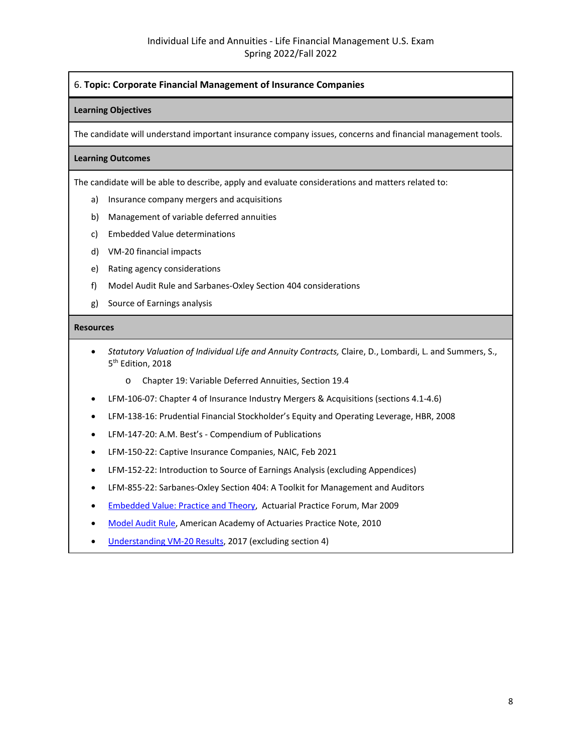## 6. Topic: Corporate Financial Management of Insurance Companies

**Learning Objectives**

The candidate will understand important insurance company issues, concerns and financial management tools.

**Learning Outcomes**

The candidate will be able to describe, apply and evaluate considerations and matters related to:

a) Insurance company mergers and acquisitions

b) Management of variable deferred annuities

c) Embedded Value determinations

d) VM-20 financial impacts

e) Rating agency considerations

f) Model Audit Rule and Sarbanes-Oxley Section 404 considerations

g) Source of Earnings analysis

**Resources**

- *Statutory Valuation of Individual Life and Annuity Contracts,* Claire, D., Lombardi, L. and Summers, S., 5th Edition, 2018
  - Chapter 19: Variable Deferred Annuities, Section 19.4
- LFM-106-07: Chapter 4 of Insurance Industry Mergers & Acquisitions (sections 4.1-4.6)
- LFM-138-16: Prudential Financial Stockholder's Equity and Operating Leverage, HBR, 2008
- LFM-147-20: A.M. Best's - Compendium of Publications
- LFM-150-22: Captive Insurance Companies, NAIC, Feb 2021
- LFM-152-22: Introduction to Source of Earnings Analysis (excluding Appendices)
- LFM-855-22: Sarbanes-Oxley Section 404: A Toolkit for Management and Auditors
- Embedded Value: Practice and Theory, Actuarial Practice Forum, Mar 2009
- Model Audit Rule, American Academy of Actuaries Practice Note, 2010
- Understanding VM-20 Results, 2017 (excluding section 4)